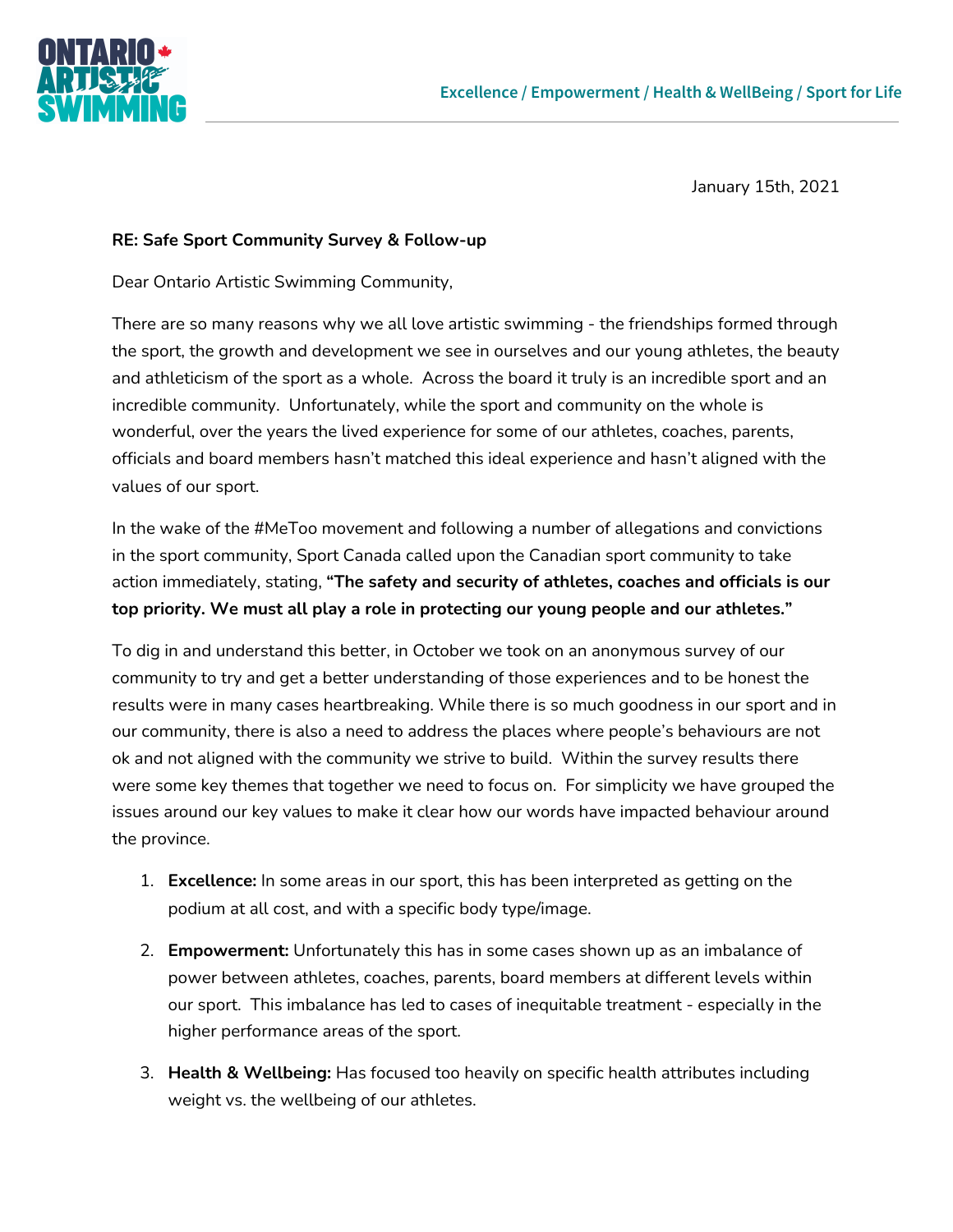January 15th, 2021

**RE: Safe Sport Community Survey & Follow-up**

Dear Ontario Artistic Swimming Community,

There are so many reasons why we all love artistic swimming - the friendships formed through the sport, the growth and development we see in ourselves and our young athletes, the beauty and athleticism of the sport as a whole. Across the board it truly is an incredible sport and an incredible community. Unfortunately, while the sport and community on the whole is wonderful, over the years the lived experience for some of our athletes, coaches, parents, officials and board members hasn't matched this ideal experience and hasn't aligned with the values of our sport.

In the wake of the #MeToo movement and following a number of allegations and convictions in the sport community, Sport Canada called upon the Canadian sport community to take action immediately, stating, **"The safety and security of athletes, coaches and officials is our top priority. We must all play a role in protecting our young people and our athletes."**

To dig in and understand this better, in October we took on an anonymous survey of our community to try and get a better understanding of those experiences and to be honest the results were in many cases heartbreaking. While there is so much goodness in our sport and in our community, there is also a need to address the places where people's behaviours are not ok and not aligned with the community we strive to build. Within the survey results there were some key themes that together we need to focus on. For simplicity we have grouped the issues around our key values to make it clear how our words have impacted behaviour around the province.

1. **Excellence:** In some areas in our sport, this has been interpreted as getting on the podium at all cost, and with a specific body type/image.
2. **Empowerment:** Unfortunately this has in some cases shown up as an imbalance of power between athletes, coaches, parents, board members at different levels within our sport. This imbalance has led to cases of inequitable treatment - especially in the higher performance areas of the sport.
3. **Health & Wellbeing:** Has focused too heavily on specific health attributes including weight vs. the wellbeing of our athletes.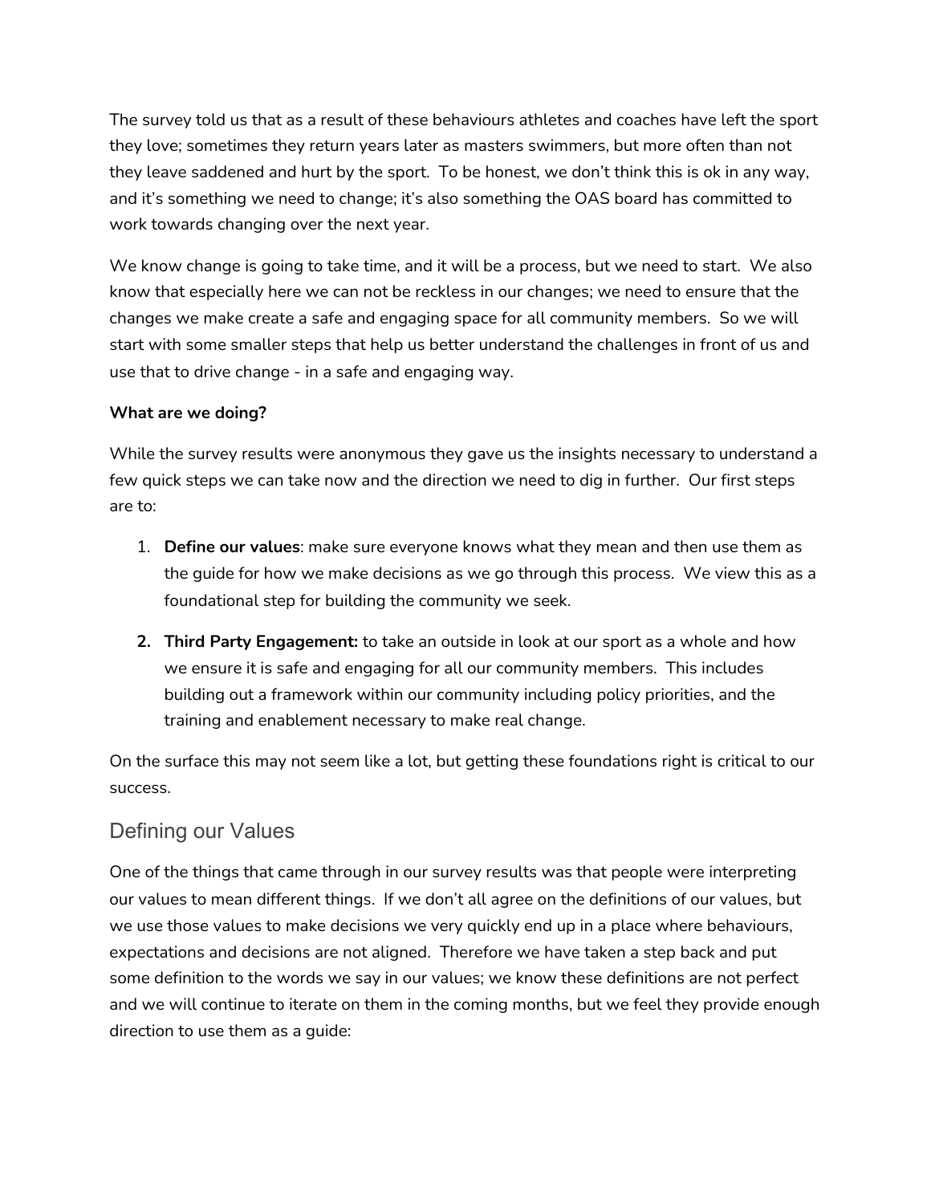The survey told us that as a result of these behaviours athletes and coaches have left the sport they love; sometimes they return years later as masters swimmers, but more often than not they leave saddened and hurt by the sport. To be honest, we don't think this is ok in any way, and it's something we need to change; it's also something the OAS board has committed to work towards changing over the next year.

We know change is going to take time, and it will be a process, but we need to start. We also know that especially here we can not be reckless in our changes; we need to ensure that the changes we make create a safe and engaging space for all community members. So we will start with some smaller steps that help us better understand the challenges in front of us and use that to drive change - in a safe and engaging way.

**What are we doing?**

While the survey results were anonymous they gave us the insights necessary to understand a few quick steps we can take now and the direction we need to dig in further. Our first steps are to:

1. **Define our values**: make sure everyone knows what they mean and then use them as the guide for how we make decisions as we go through this process. We view this as a foundational step for building the community we seek.
2. **Third Party Engagement:** to take an outside in look at our sport as a whole and how we ensure it is safe and engaging for all our community members. This includes building out a framework within our community including policy priorities, and the training and enablement necessary to make real change.

On the surface this may not seem like a lot, but getting these foundations right is critical to our success.

## Defining our Values

One of the things that came through in our survey results was that people were interpreting our values to mean different things. If we don't all agree on the definitions of our values, but we use those values to make decisions we very quickly end up in a place where behaviours, expectations and decisions are not aligned. Therefore we have taken a step back and put some definition to the words we say in our values; we know these definitions are not perfect and we will continue to iterate on them in the coming months, but we feel they provide enough direction to use them as a guide: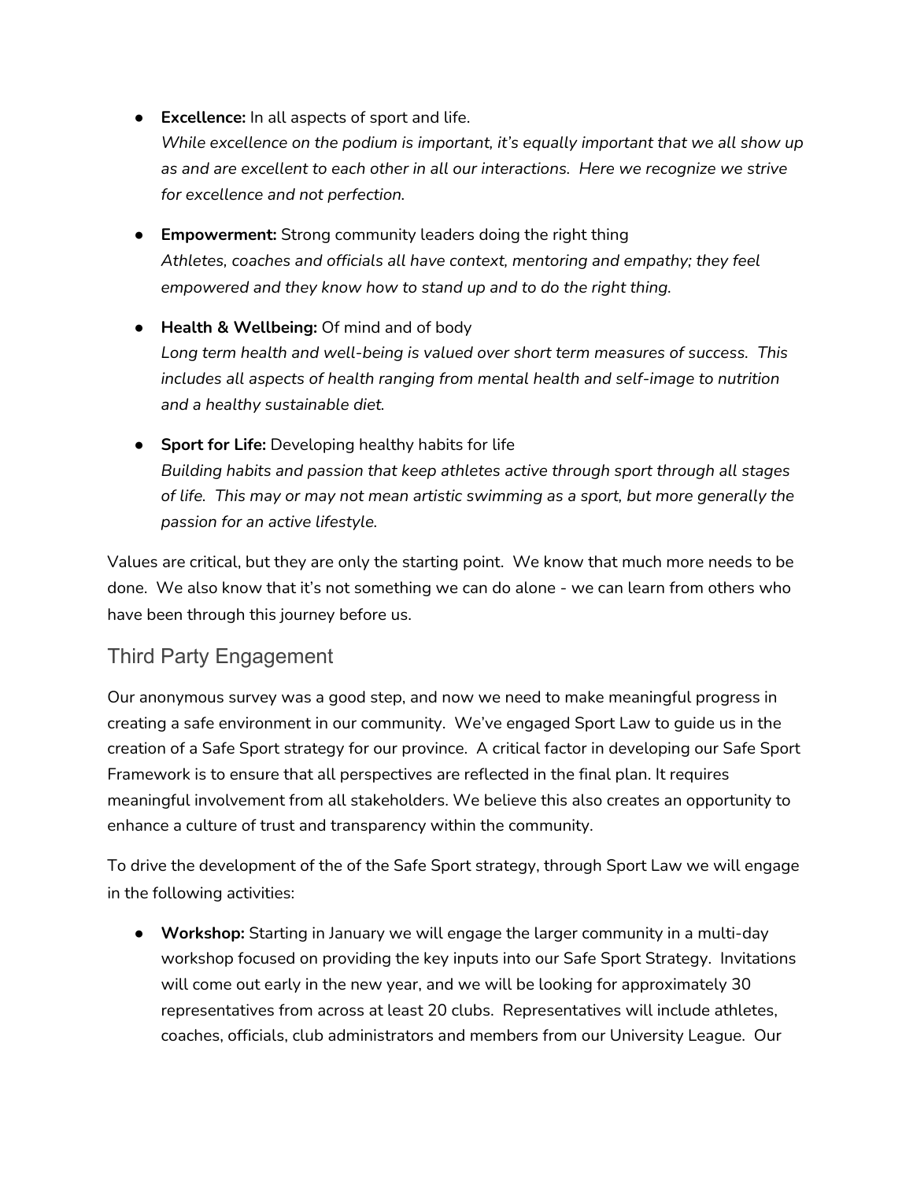- **Excellence:** In all aspects of sport and life.
  *While excellence on the podium is important, it's equally important that we all show up as and are excellent to each other in all our interactions. Here we recognize we strive for excellence and not perfection.*

- **Empowerment:** Strong community leaders doing the right thing
  *Athletes, coaches and officials all have context, mentoring and empathy; they feel empowered and they know how to stand up and to do the right thing.*

- **Health & Wellbeing:** Of mind and of body
  *Long term health and well-being is valued over short term measures of success. This includes all aspects of health ranging from mental health and self-image to nutrition and a healthy sustainable diet.*

- **Sport for Life:** Developing healthy habits for life
  *Building habits and passion that keep athletes active through sport through all stages of life. This may or may not mean artistic swimming as a sport, but more generally the passion for an active lifestyle.*

Values are critical, but they are only the starting point. We know that much more needs to be done. We also know that it's not something we can do alone - we can learn from others who have been through this journey before us.

## Third Party Engagement

Our anonymous survey was a good step, and now we need to make meaningful progress in creating a safe environment in our community. We've engaged Sport Law to guide us in the creation of a Safe Sport strategy for our province. A critical factor in developing our Safe Sport Framework is to ensure that all perspectives are reflected in the final plan. It requires meaningful involvement from all stakeholders. We believe this also creates an opportunity to enhance a culture of trust and transparency within the community.

To drive the development of the of the Safe Sport strategy, through Sport Law we will engage in the following activities:

- **Workshop:** Starting in January we will engage the larger community in a multi-day workshop focused on providing the key inputs into our Safe Sport Strategy. Invitations will come out early in the new year, and we will be looking for approximately 30 representatives from across at least 20 clubs. Representatives will include athletes, coaches, officials, club administrators and members from our University League. Our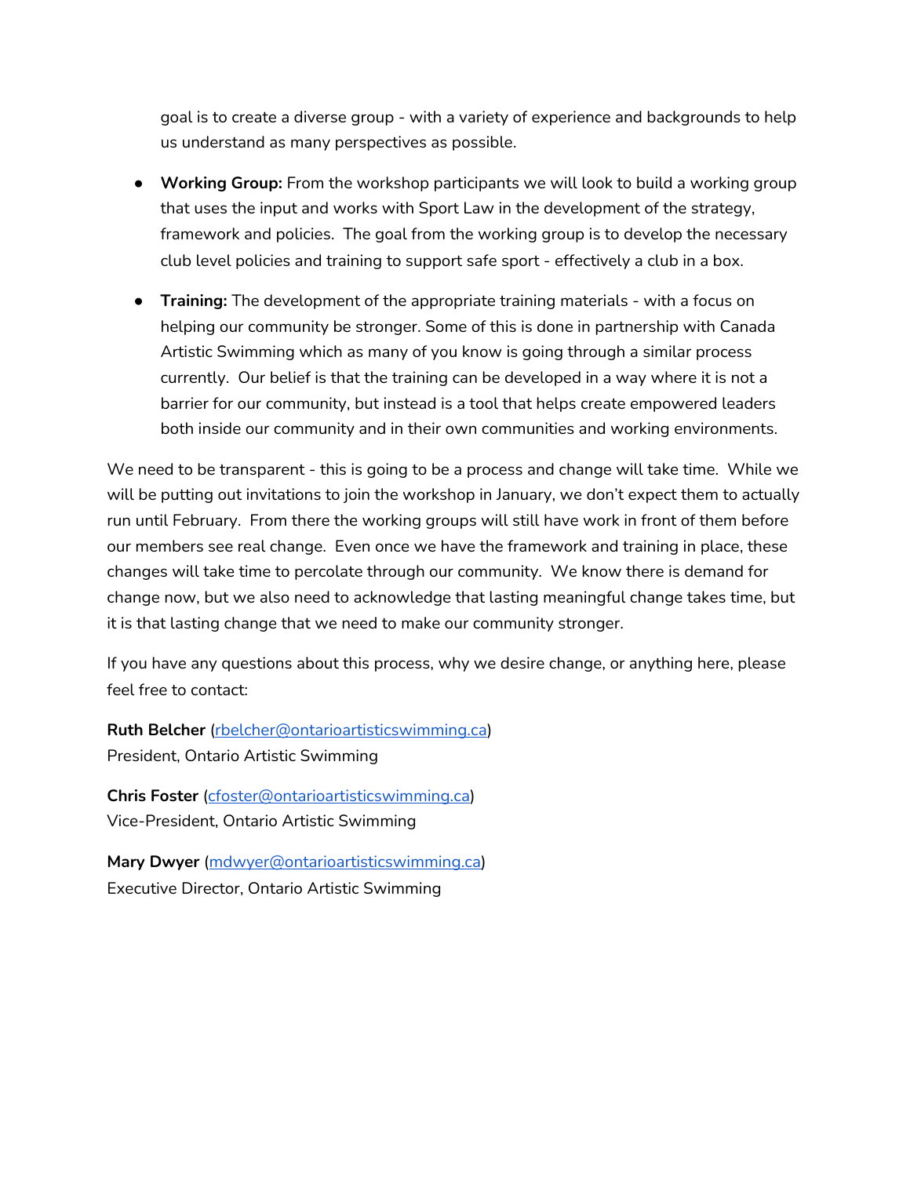goal is to create a diverse group - with a variety of experience and backgrounds to help us understand as many perspectives as possible.

- **Working Group:** From the workshop participants we will look to build a working group that uses the input and works with Sport Law in the development of the strategy, framework and policies. The goal from the working group is to develop the necessary club level policies and training to support safe sport - effectively a club in a box.
- **Training:** The development of the appropriate training materials - with a focus on helping our community be stronger. Some of this is done in partnership with Canada Artistic Swimming which as many of you know is going through a similar process currently. Our belief is that the training can be developed in a way where it is not a barrier for our community, but instead is a tool that helps create empowered leaders both inside our community and in their own communities and working environments.

We need to be transparent - this is going to be a process and change will take time. While we will be putting out invitations to join the workshop in January, we don't expect them to actually run until February. From there the working groups will still have work in front of them before our members see real change. Even once we have the framework and training in place, these changes will take time to percolate through our community. We know there is demand for change now, but we also need to acknowledge that lasting meaningful change takes time, but it is that lasting change that we need to make our community stronger.

If you have any questions about this process, why we desire change, or anything here, please feel free to contact:

**Ruth Belcher** (rbelcher@ontarioartisticswimming.ca)
President, Ontario Artistic Swimming

**Chris Foster** (cfoster@ontarioartisticswimming.ca)
Vice-President, Ontario Artistic Swimming

**Mary Dwyer** (mdwyer@ontarioartisticswimming.ca)
Executive Director, Ontario Artistic Swimming